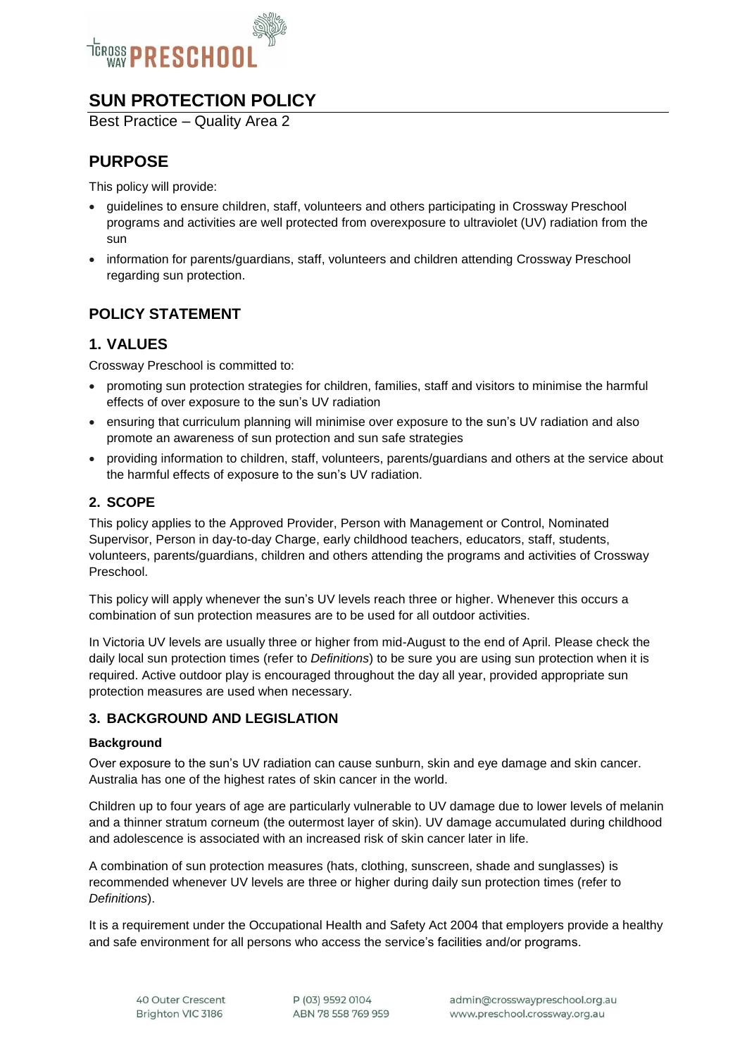# SUN PROTECTION POLICY

Best Practice – Quality Area 2

## PURPOSE

This policy will provide:

- guidelines to ensure children, staff, volunteers and others participating in Crossway Preschool programs and activities are well protected from overexposure to ultraviolet (UV) radiation from the sun
- information for parents/guardians, staff, volunteers and children attending Crossway Preschool regarding sun protection.

## POLICY STATEMENT

## 1. VALUES

Crossway Preschool is committed to:

- promoting sun protection strategies for children, families, staff and visitors to minimise the harmful effects of over exposure to the sun's UV radiation
- ensuring that curriculum planning will minimise over exposure to the sun's UV radiation and also promote an awareness of sun protection and sun safe strategies
- providing information to children, staff, volunteers, parents/guardians and others at the service about the harmful effects of exposure to the sun's UV radiation.

## 2. SCOPE

This policy applies to the Approved Provider, Person with Management or Control, Nominated Supervisor, Person in day-to-day Charge, early childhood teachers, educators, staff, students, volunteers, parents/guardians, children and others attending the programs and activities of Crossway Preschool.

This policy will apply whenever the sun's UV levels reach three or higher. Whenever this occurs a combination of sun protection measures are to be used for all outdoor activities.

In Victoria UV levels are usually three or higher from mid-August to the end of April. Please check the daily local sun protection times (refer to *Definitions*) to be sure you are using sun protection when it is required. Active outdoor play is encouraged throughout the day all year, provided appropriate sun protection measures are used when necessary.

## 3. BACKGROUND AND LEGISLATION

### Background

Over exposure to the sun's UV radiation can cause sunburn, skin and eye damage and skin cancer. Australia has one of the highest rates of skin cancer in the world.

Children up to four years of age are particularly vulnerable to UV damage due to lower levels of melanin and a thinner stratum corneum (the outermost layer of skin). UV damage accumulated during childhood and adolescence is associated with an increased risk of skin cancer later in life.

A combination of sun protection measures (hats, clothing, sunscreen, shade and sunglasses) is recommended whenever UV levels are three or higher during daily sun protection times (refer to *Definitions*).

It is a requirement under the Occupational Health and Safety Act 2004 that employers provide a healthy and safe environment for all persons who access the service's facilities and/or programs.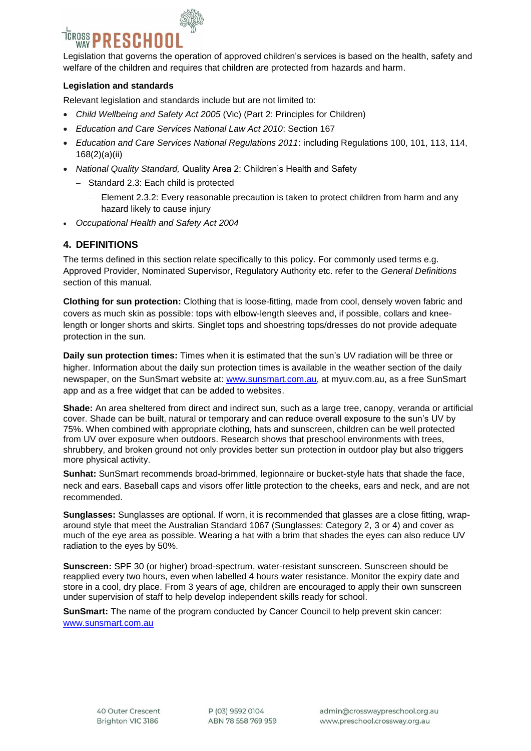Legislation that governs the operation of approved children's services is based on the health, safety and welfare of the children and requires that children are protected from hazards and harm.

**Legislation and standards**

Relevant legislation and standards include but are not limited to:

- *Child Wellbeing and Safety Act 2005* (Vic) (Part 2: Principles for Children)
- *Education and Care Services National Law Act 2010*: Section 167
- *Education and Care Services National Regulations 2011*: including Regulations 100, 101, 113, 114, 168(2)(a)(ii)
- *National Quality Standard,* Quality Area 2: Children's Health and Safety
  - Standard 2.3: Each child is protected
    - Element 2.3.2: Every reasonable precaution is taken to protect children from harm and any hazard likely to cause injury
- *Occupational Health and Safety Act 2004*

## 4. DEFINITIONS

The terms defined in this section relate specifically to this policy. For commonly used terms e.g. Approved Provider, Nominated Supervisor, Regulatory Authority etc. refer to the *General Definitions* section of this manual.

**Clothing for sun protection:** Clothing that is loose-fitting, made from cool, densely woven fabric and covers as much skin as possible: tops with elbow-length sleeves and, if possible, collars and knee-length or longer shorts and skirts. Singlet tops and shoestring tops/dresses do not provide adequate protection in the sun.

**Daily sun protection times:** Times when it is estimated that the sun's UV radiation will be three or higher. Information about the daily sun protection times is available in the weather section of the daily newspaper, on the SunSmart website at: www.sunsmart.com.au, at myuv.com.au, as a free SunSmart app and as a free widget that can be added to websites.

**Shade:** An area sheltered from direct and indirect sun, such as a large tree, canopy, veranda or artificial cover. Shade can be built, natural or temporary and can reduce overall exposure to the sun's UV by 75%. When combined with appropriate clothing, hats and sunscreen, children can be well protected from UV over exposure when outdoors. Research shows that preschool environments with trees, shrubbery, and broken ground not only provides better sun protection in outdoor play but also triggers more physical activity.

**Sunhat:** SunSmart recommends broad-brimmed, legionnaire or bucket-style hats that shade the face, neck and ears. Baseball caps and visors offer little protection to the cheeks, ears and neck, and are not recommended.

**Sunglasses:** Sunglasses are optional. If worn, it is recommended that glasses are a close fitting, wrap-around style that meet the Australian Standard 1067 (Sunglasses: Category 2, 3 or 4) and cover as much of the eye area as possible. Wearing a hat with a brim that shades the eyes can also reduce UV radiation to the eyes by 50%.

**Sunscreen:** SPF 30 (or higher) broad-spectrum, water-resistant sunscreen. Sunscreen should be reapplied every two hours, even when labelled 4 hours water resistance. Monitor the expiry date and store in a cool, dry place. From 3 years of age, children are encouraged to apply their own sunscreen under supervision of staff to help develop independent skills ready for school.

**SunSmart:** The name of the program conducted by Cancer Council to help prevent skin cancer: www.sunsmart.com.au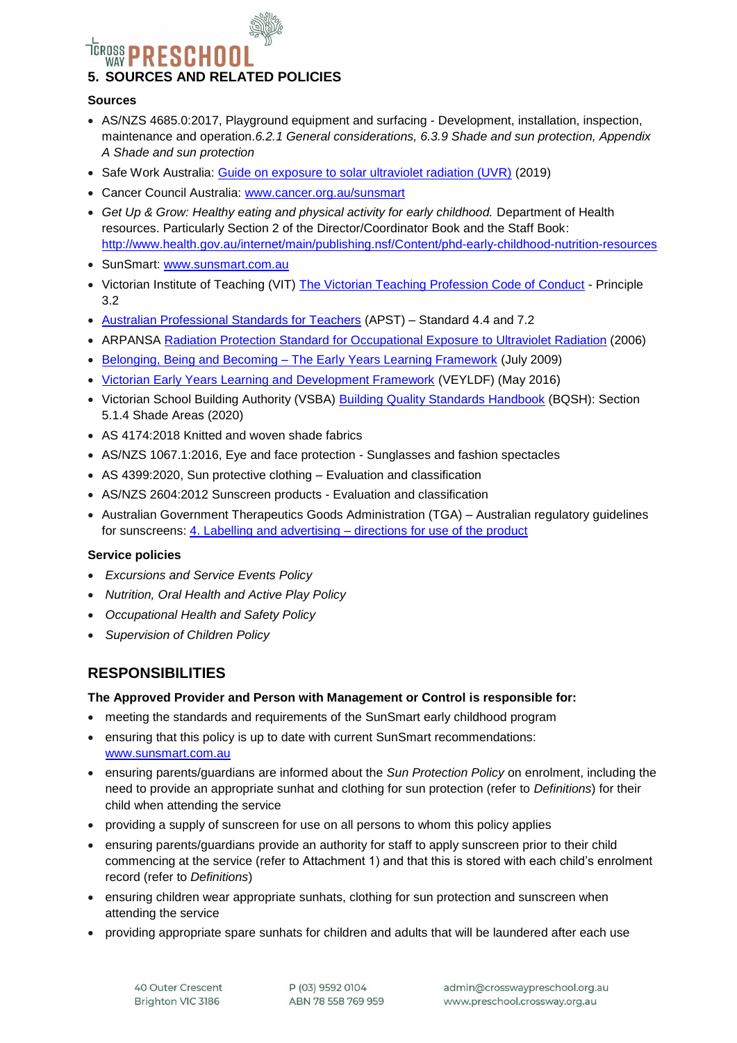## 5. SOURCES AND RELATED POLICIES

### Sources

- AS/NZS 4685.0:2017, Playground equipment and surfacing - Development, installation, inspection, maintenance and operation.*6.2.1 General considerations, 6.3.9 Shade and sun protection, Appendix A Shade and sun protection*
- Safe Work Australia: Guide on exposure to solar ultraviolet radiation (UVR) (2019)
- Cancer Council Australia: www.cancer.org.au/sunsmart
- *Get Up & Grow: Healthy eating and physical activity for early childhood.* Department of Health resources. Particularly Section 2 of the Director/Coordinator Book and the Staff Book: http://www.health.gov.au/internet/main/publishing.nsf/Content/phd-early-childhood-nutrition-resources
- SunSmart: www.sunsmart.com.au
- Victorian Institute of Teaching (VIT) The Victorian Teaching Profession Code of Conduct - Principle 3.2
- Australian Professional Standards for Teachers (APST) – Standard 4.4 and 7.2
- ARPANSA Radiation Protection Standard for Occupational Exposure to Ultraviolet Radiation (2006)
- Belonging, Being and Becoming – The Early Years Learning Framework (July 2009)
- Victorian Early Years Learning and Development Framework (VEYLDF) (May 2016)
- Victorian School Building Authority (VSBA) Building Quality Standards Handbook (BQSH): Section 5.1.4 Shade Areas (2020)
- AS 4174:2018 Knitted and woven shade fabrics
- AS/NZS 1067.1:2016, Eye and face protection - Sunglasses and fashion spectacles
- AS 4399:2020, Sun protective clothing – Evaluation and classification
- AS/NZS 2604:2012 Sunscreen products - Evaluation and classification
- Australian Government Therapeutics Goods Administration (TGA) – Australian regulatory guidelines for sunscreens: 4. Labelling and advertising – directions for use of the product

### Service policies

- *Excursions and Service Events Policy*
- *Nutrition, Oral Health and Active Play Policy*
- *Occupational Health and Safety Policy*
- *Supervision of Children Policy*

## RESPONSIBILITIES

**The Approved Provider and Person with Management or Control is responsible for:**

- meeting the standards and requirements of the SunSmart early childhood program
- ensuring that this policy is up to date with current SunSmart recommendations: www.sunsmart.com.au
- ensuring parents/guardians are informed about the *Sun Protection Policy* on enrolment, including the need to provide an appropriate sunhat and clothing for sun protection (refer to *Definitions*) for their child when attending the service
- providing a supply of sunscreen for use on all persons to whom this policy applies
- ensuring parents/guardians provide an authority for staff to apply sunscreen prior to their child commencing at the service (refer to Attachment 1) and that this is stored with each child's enrolment record (refer to *Definitions*)
- ensuring children wear appropriate sunhats, clothing for sun protection and sunscreen when attending the service
- providing appropriate spare sunhats for children and adults that will be laundered after each use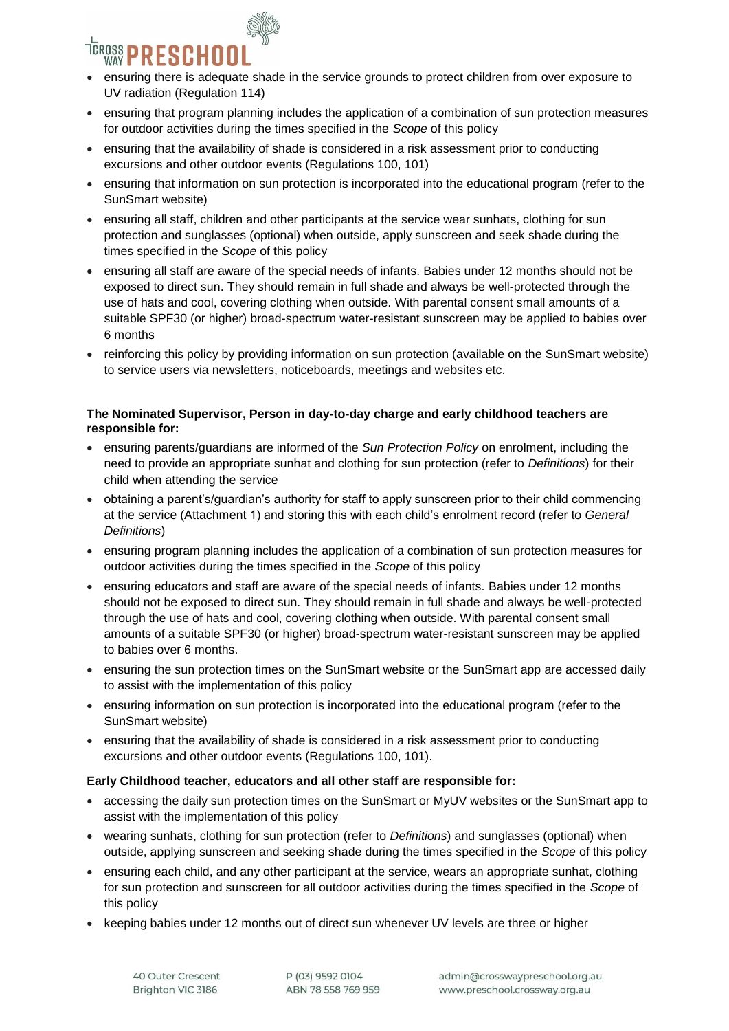- ensuring there is adequate shade in the service grounds to protect children from over exposure to UV radiation (Regulation 114)
- ensuring that program planning includes the application of a combination of sun protection measures for outdoor activities during the times specified in the *Scope* of this policy
- ensuring that the availability of shade is considered in a risk assessment prior to conducting excursions and other outdoor events (Regulations 100, 101)
- ensuring that information on sun protection is incorporated into the educational program (refer to the SunSmart website)
- ensuring all staff, children and other participants at the service wear sunhats, clothing for sun protection and sunglasses (optional) when outside, apply sunscreen and seek shade during the times specified in the *Scope* of this policy
- ensuring all staff are aware of the special needs of infants. Babies under 12 months should not be exposed to direct sun. They should remain in full shade and always be well-protected through the use of hats and cool, covering clothing when outside. With parental consent small amounts of a suitable SPF30 (or higher) broad-spectrum water-resistant sunscreen may be applied to babies over 6 months
- reinforcing this policy by providing information on sun protection (available on the SunSmart website) to service users via newsletters, noticeboards, meetings and websites etc.

**The Nominated Supervisor, Person in day-to-day charge and early childhood teachers are responsible for:**

- ensuring parents/guardians are informed of the *Sun Protection Policy* on enrolment, including the need to provide an appropriate sunhat and clothing for sun protection (refer to *Definitions*) for their child when attending the service
- obtaining a parent's/guardian's authority for staff to apply sunscreen prior to their child commencing at the service (Attachment 1) and storing this with each child's enrolment record (refer to *General Definitions*)
- ensuring program planning includes the application of a combination of sun protection measures for outdoor activities during the times specified in the *Scope* of this policy
- ensuring educators and staff are aware of the special needs of infants. Babies under 12 months should not be exposed to direct sun. They should remain in full shade and always be well-protected through the use of hats and cool, covering clothing when outside. With parental consent small amounts of a suitable SPF30 (or higher) broad-spectrum water-resistant sunscreen may be applied to babies over 6 months.
- ensuring the sun protection times on the SunSmart website or the SunSmart app are accessed daily to assist with the implementation of this policy
- ensuring information on sun protection is incorporated into the educational program (refer to the SunSmart website)
- ensuring that the availability of shade is considered in a risk assessment prior to conducting excursions and other outdoor events (Regulations 100, 101).

**Early Childhood teacher, educators and all other staff are responsible for:**

- accessing the daily sun protection times on the SunSmart or MyUV websites or the SunSmart app to assist with the implementation of this policy
- wearing sunhats, clothing for sun protection (refer to *Definitions*) and sunglasses (optional) when outside, applying sunscreen and seeking shade during the times specified in the *Scope* of this policy
- ensuring each child, and any other participant at the service, wears an appropriate sunhat, clothing for sun protection and sunscreen for all outdoor activities during the times specified in the *Scope* of this policy
- keeping babies under 12 months out of direct sun whenever UV levels are three or higher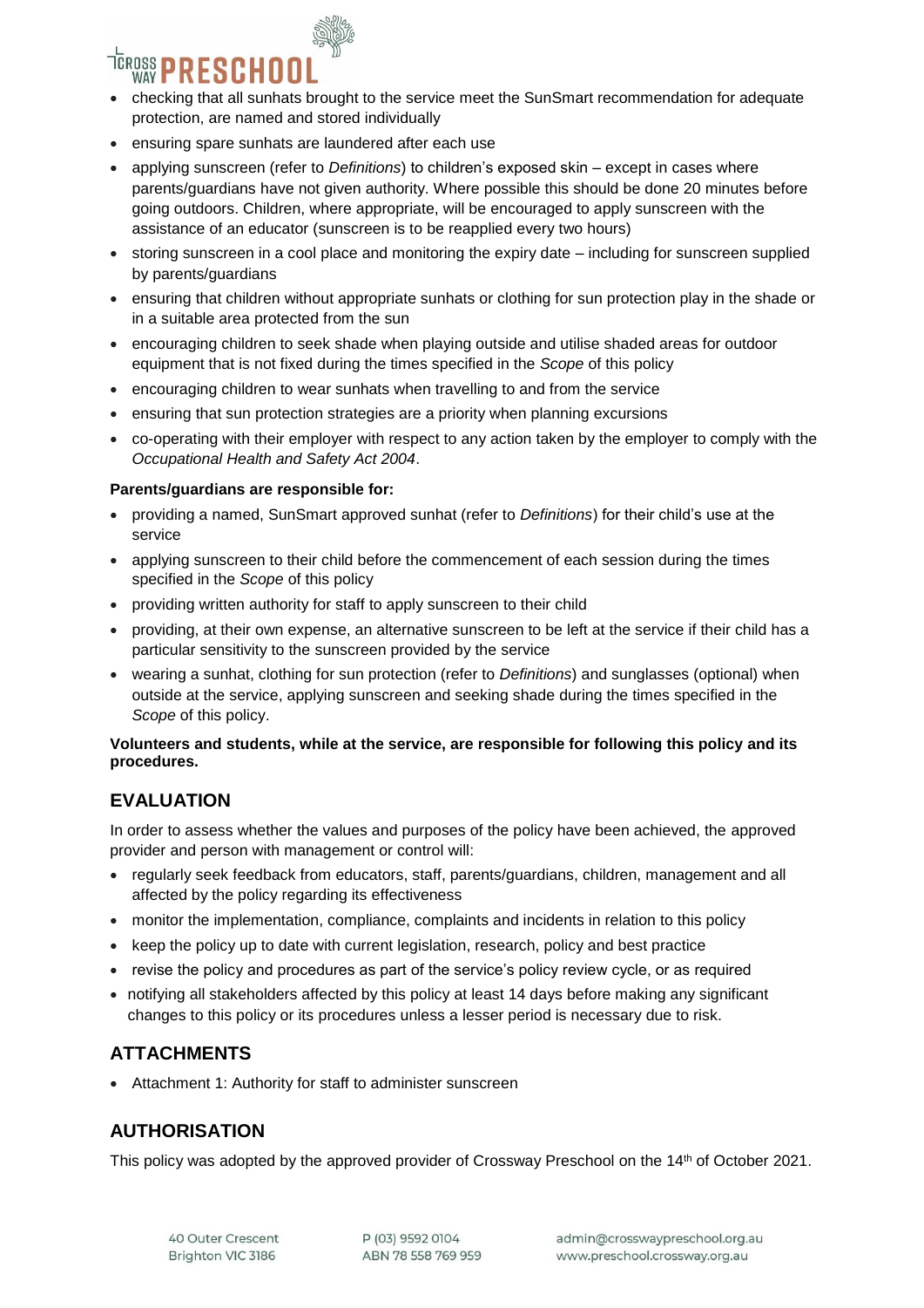- checking that all sunhats brought to the service meet the SunSmart recommendation for adequate protection, are named and stored individually
- ensuring spare sunhats are laundered after each use
- applying sunscreen (refer to *Definitions*) to children's exposed skin – except in cases where parents/guardians have not given authority. Where possible this should be done 20 minutes before going outdoors. Children, where appropriate, will be encouraged to apply sunscreen with the assistance of an educator (sunscreen is to be reapplied every two hours)
- storing sunscreen in a cool place and monitoring the expiry date – including for sunscreen supplied by parents/guardians
- ensuring that children without appropriate sunhats or clothing for sun protection play in the shade or in a suitable area protected from the sun
- encouraging children to seek shade when playing outside and utilise shaded areas for outdoor equipment that is not fixed during the times specified in the *Scope* of this policy
- encouraging children to wear sunhats when travelling to and from the service
- ensuring that sun protection strategies are a priority when planning excursions
- co-operating with their employer with respect to any action taken by the employer to comply with the *Occupational Health and Safety Act 2004*.

**Parents/guardians are responsible for:**

- providing a named, SunSmart approved sunhat (refer to *Definitions*) for their child's use at the service
- applying sunscreen to their child before the commencement of each session during the times specified in the *Scope* of this policy
- providing written authority for staff to apply sunscreen to their child
- providing, at their own expense, an alternative sunscreen to be left at the service if their child has a particular sensitivity to the sunscreen provided by the service
- wearing a sunhat, clothing for sun protection (refer to *Definitions*) and sunglasses (optional) when outside at the service, applying sunscreen and seeking shade during the times specified in the *Scope* of this policy.

**Volunteers and students, while at the service, are responsible for following this policy and its procedures.**

## EVALUATION

In order to assess whether the values and purposes of the policy have been achieved, the approved provider and person with management or control will:

- regularly seek feedback from educators, staff, parents/guardians, children, management and all affected by the policy regarding its effectiveness
- monitor the implementation, compliance, complaints and incidents in relation to this policy
- keep the policy up to date with current legislation, research, policy and best practice
- revise the policy and procedures as part of the service's policy review cycle, or as required
- notifying all stakeholders affected by this policy at least 14 days before making any significant changes to this policy or its procedures unless a lesser period is necessary due to risk.

## ATTACHMENTS

- Attachment 1: Authority for staff to administer sunscreen

## AUTHORISATION

This policy was adopted by the approved provider of Crossway Preschool on the 14th of October 2021.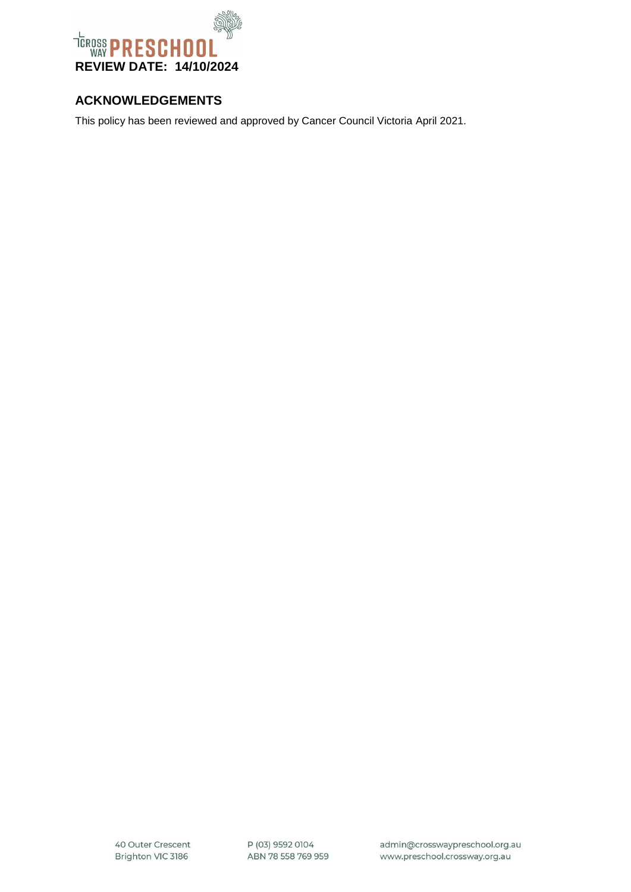**REVIEW DATE: 14/10/2024**

## ACKNOWLEDGEMENTS

This policy has been reviewed and approved by Cancer Council Victoria April 2021.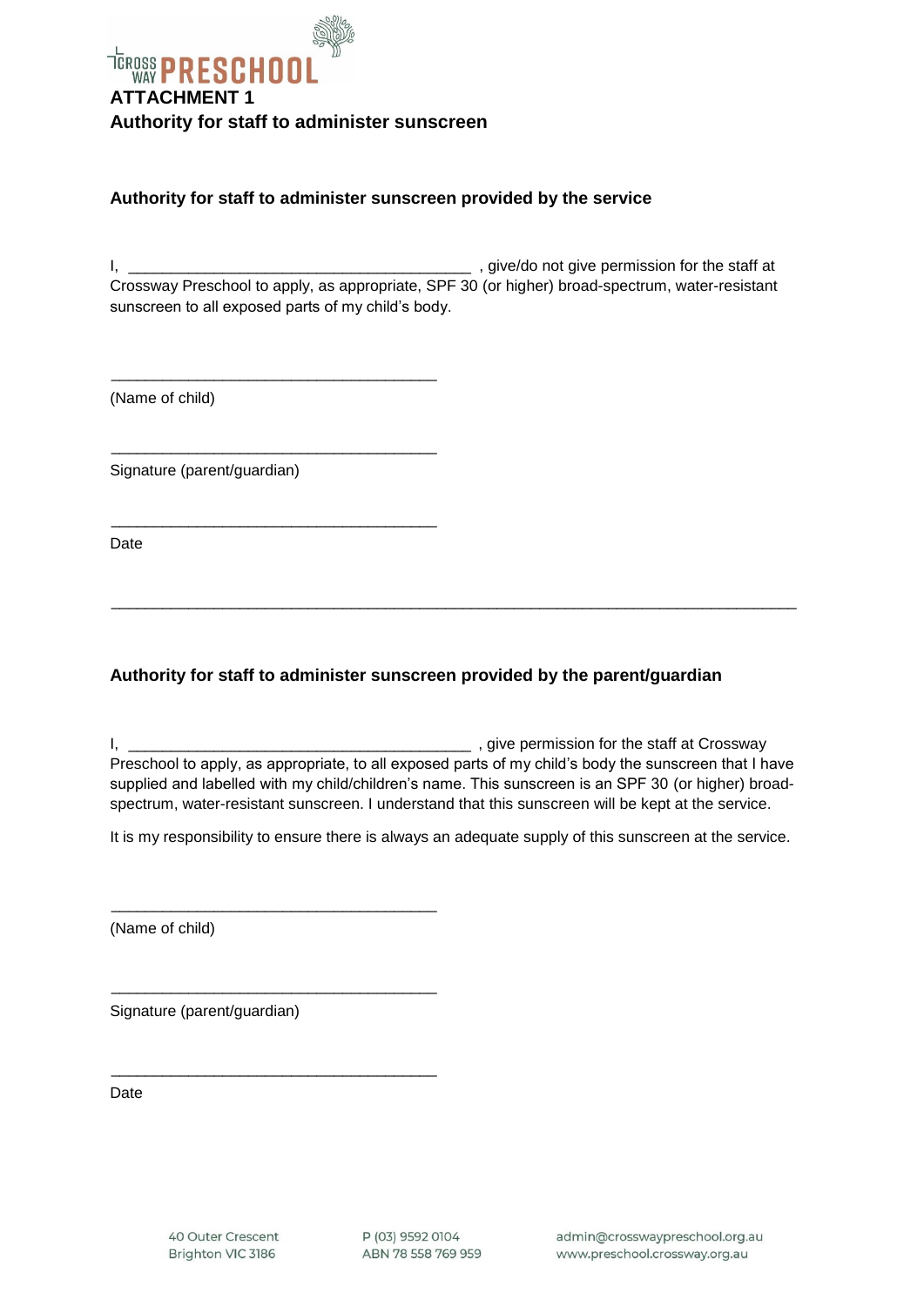**ATTACHMENT 1**

**Authority for staff to administer sunscreen**

### Authority for staff to administer sunscreen provided by the service

I, ________________________________________ , give/do not give permission for the staff at Crossway Preschool to apply, as appropriate, SPF 30 (or higher) broad-spectrum, water-resistant sunscreen to all exposed parts of my child's body.

______________________________________

(Name of child)

______________________________________

Signature (parent/guardian)

______________________________________

Date

---

### Authority for staff to administer sunscreen provided by the parent/guardian

I, ________________________________________ , give permission for the staff at Crossway Preschool to apply, as appropriate, to all exposed parts of my child's body the sunscreen that I have supplied and labelled with my child/children's name. This sunscreen is an SPF 30 (or higher) broad-spectrum, water-resistant sunscreen. I understand that this sunscreen will be kept at the service.

It is my responsibility to ensure there is always an adequate supply of this sunscreen at the service.

______________________________________

(Name of child)

______________________________________

Signature (parent/guardian)

______________________________________

Date